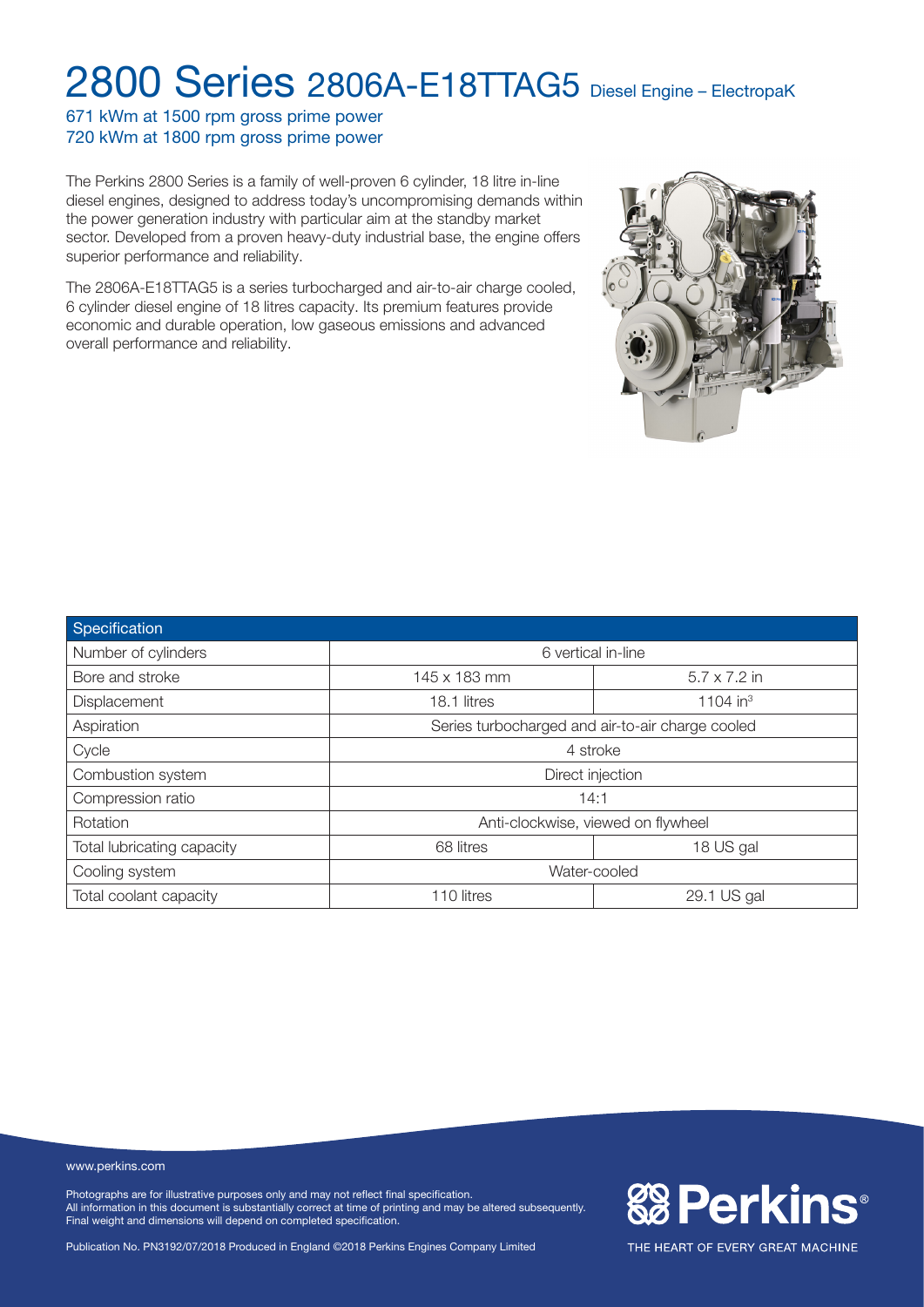# 2800 Series 2806A-E18TTAG5 Diesel Engine – ElectropaK

671 kWm at 1500 rpm gross prime power
720 kWm at 1800 rpm gross prime power

The Perkins 2800 Series is a family of well-proven 6 cylinder, 18 litre in-line diesel engines, designed to address today's uncompromising demands within the power generation industry with particular aim at the standby market sector. Developed from a proven heavy-duty industrial base, the engine offers superior performance and reliability.

The 2806A-E18TTAG5 is a series turbocharged and air-to-air charge cooled, 6 cylinder diesel engine of 18 litres capacity. Its premium features provide economic and durable operation, low gaseous emissions and advanced overall performance and reliability.

| Specification | | |
|---|---|---|
| Number of cylinders | 6 vertical in-line | |
| Bore and stroke | 145 x 183 mm | 5.7 x 7.2 in |
| Displacement | 18.1 litres | 1104 $in^3$ |
| Aspiration | Series turbocharged and air-to-air charge cooled | |
| Cycle | 4 stroke | |
| Combustion system | Direct injection | |
| Compression ratio | 14:1 | |
| Rotation | Anti-clockwise, viewed on flywheel | |
| Total lubricating capacity | 68 litres | 18 US gal |
| Cooling system | Water-cooled | |
| Total coolant capacity | 110 litres | 29.1 US gal |

www.perkins.com

Photographs are for illustrative purposes only and may not reflect final specification.
All information in this document is substantially correct at time of printing and may be altered subsequently.
Final weight and dimensions will depend on completed specification.

Publication No. PN3192/07/2018 Produced in England ©2018 Perkins Engines Company Limited

Perkins® THE HEART OF EVERY GREAT MACHINE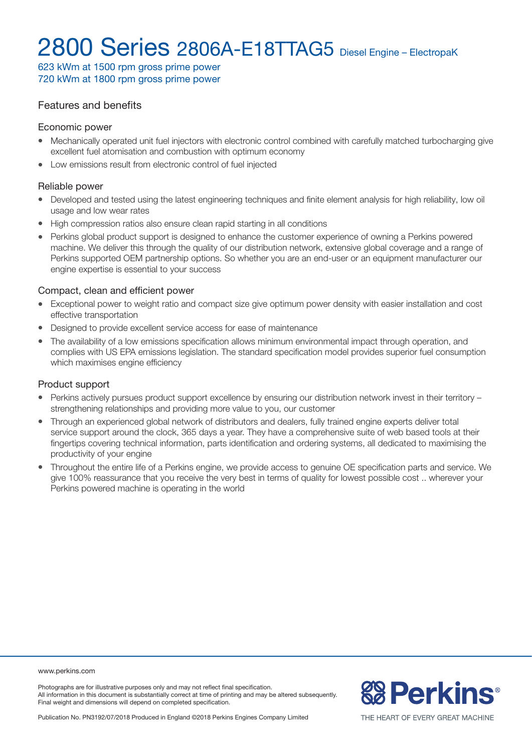# 2800 Series 2806A-E18TTAG5 Diesel Engine – ElectropaK

623 kWm at 1500 rpm gross prime power
720 kWm at 1800 rpm gross prime power

## Features and benefits

### Economic power

- Mechanically operated unit fuel injectors with electronic control combined with carefully matched turbocharging give excellent fuel atomisation and combustion with optimum economy
- Low emissions result from electronic control of fuel injected

### Reliable power

- Developed and tested using the latest engineering techniques and finite element analysis for high reliability, low oil usage and low wear rates
- High compression ratios also ensure clean rapid starting in all conditions
- Perkins global product support is designed to enhance the customer experience of owning a Perkins powered machine. We deliver this through the quality of our distribution network, extensive global coverage and a range of Perkins supported OEM partnership options. So whether you are an end-user or an equipment manufacturer our engine expertise is essential to your success

### Compact, clean and efficient power

- Exceptional power to weight ratio and compact size give optimum power density with easier installation and cost effective transportation
- Designed to provide excellent service access for ease of maintenance
- The availability of a low emissions specification allows minimum environmental impact through operation, and complies with US EPA emissions legislation. The standard specification model provides superior fuel consumption which maximises engine efficiency

### Product support

- Perkins actively pursues product support excellence by ensuring our distribution network invest in their territory – strengthening relationships and providing more value to you, our customer
- Through an experienced global network of distributors and dealers, fully trained engine experts deliver total service support around the clock, 365 days a year. They have a comprehensive suite of web based tools at their fingertips covering technical information, parts identification and ordering systems, all dedicated to maximising the productivity of your engine
- Throughout the entire life of a Perkins engine, we provide access to genuine OE specification parts and service. We give 100% reassurance that you receive the very best in terms of quality for lowest possible cost .. wherever your Perkins powered machine is operating in the world

www.perkins.com

Photographs are for illustrative purposes only and may not reflect final specification.
All information in this document is substantially correct at time of printing and may be altered subsequently.
Final weight and dimensions will depend on completed specification.

Publication No. PN3192/07/2018 Produced in England ©2018 Perkins Engines Company Limited

Perkins®
THE HEART OF EVERY GREAT MACHINE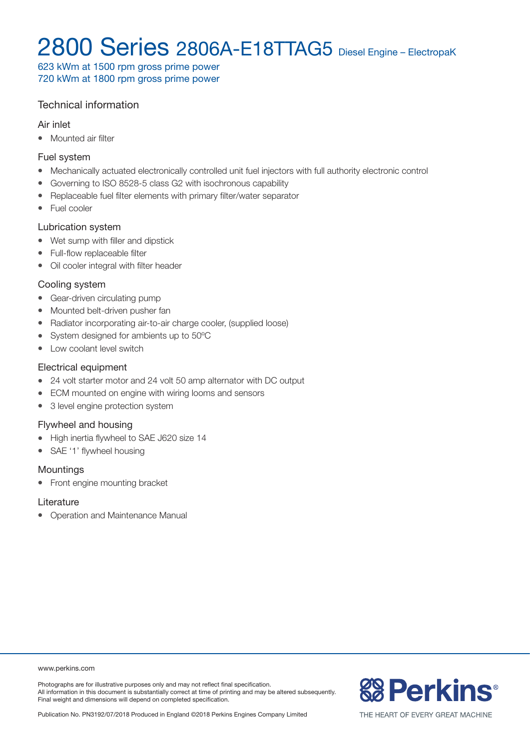# 2800 Series 2806A-E18TTAG5 Diesel Engine – ElectropaK

623 kWm at 1500 rpm gross prime power
720 kWm at 1800 rpm gross prime power

## Technical information

### Air inlet

- Mounted air filter

### Fuel system

- Mechanically actuated electronically controlled unit fuel injectors with full authority electronic control
- Governing to ISO 8528-5 class G2 with isochronous capability
- Replaceable fuel filter elements with primary filter/water separator
- Fuel cooler

### Lubrication system

- Wet sump with filler and dipstick
- Full-flow replaceable filter
- Oil cooler integral with filter header

### Cooling system

- Gear-driven circulating pump
- Mounted belt-driven pusher fan
- Radiator incorporating air-to-air charge cooler, (supplied loose)
- System designed for ambients up to 50ºC
- Low coolant level switch

### Electrical equipment

- 24 volt starter motor and 24 volt 50 amp alternator with DC output
- ECM mounted on engine with wiring looms and sensors
- 3 level engine protection system

### Flywheel and housing

- High inertia flywheel to SAE J620 size 14
- SAE '1' flywheel housing

### Mountings

- Front engine mounting bracket

### Literature

- Operation and Maintenance Manual

www.perkins.com

Photographs are for illustrative purposes only and may not reflect final specification.
All information in this document is substantially correct at time of printing and may be altered subsequently.
Final weight and dimensions will depend on completed specification.

Publication No. PN3192/07/2018 Produced in England ©2018 Perkins Engines Company Limited

Perkins® THE HEART OF EVERY GREAT MACHINE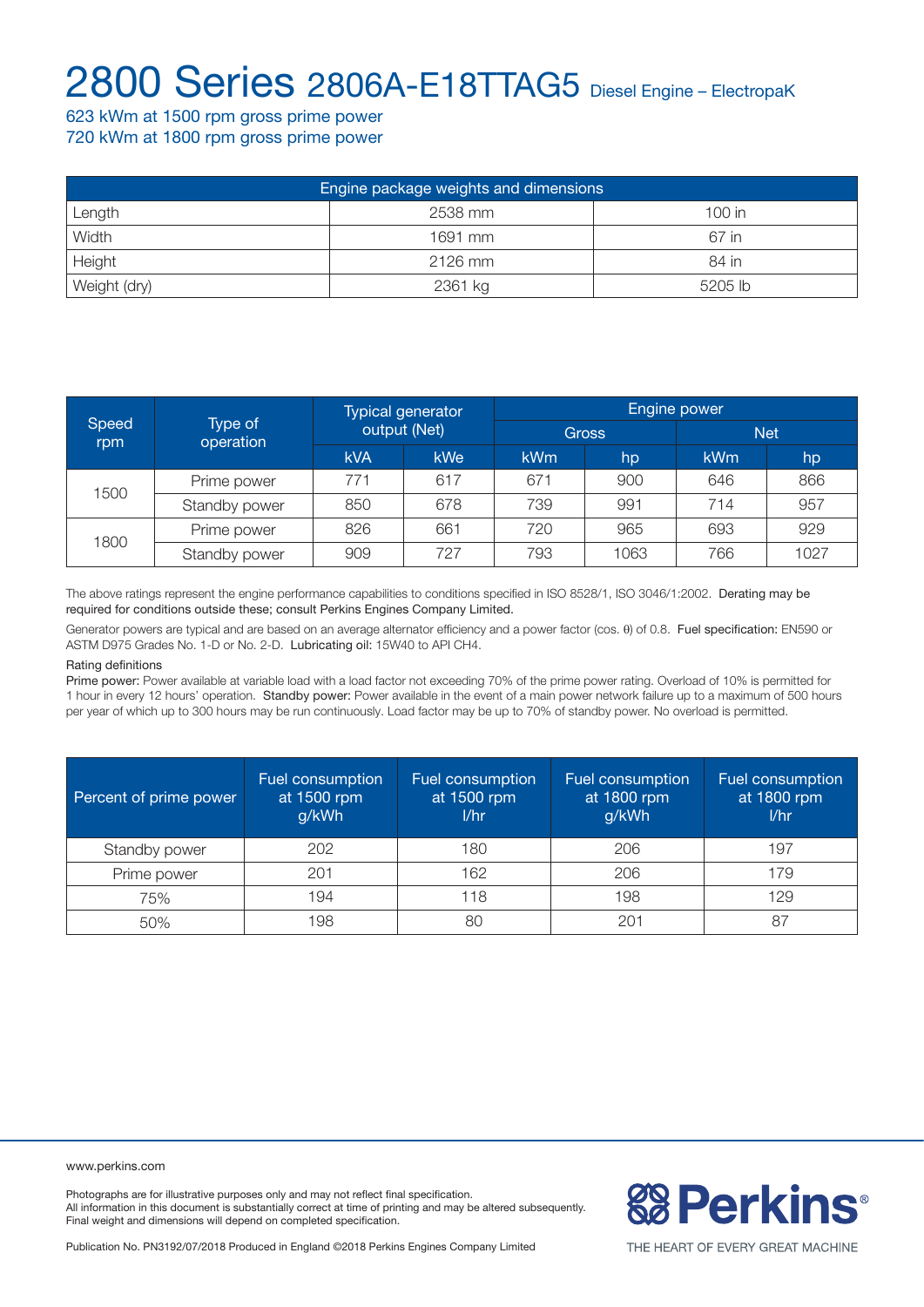# 2800 Series 2806A-E18TTAG5 Diesel Engine – ElectropaK

623 kWm at 1500 rpm gross prime power
720 kWm at 1800 rpm gross prime power

| Engine package weights and dimensions | | |
|---|---|---|
| Length | 2538 mm | 100 in |
| Width | 1691 mm | 67 in |
| Height | 2126 mm | 84 in |
| Weight (dry) | 2361 kg | 5205 lb |

| Speed rpm | Type of operation | Typical generator output (Net) | | Engine power | | | |
|---|---|---|---|---|---|---|---|
| | | | | Gross | | Net | |
| | | kVA | kWe | kWm | hp | kWm | hp |
| 1500 | Prime power | 771 | 617 | 671 | 900 | 646 | 866 |
| | Standby power | 850 | 678 | 739 | 991 | 714 | 957 |
| 1800 | Prime power | 826 | 661 | 720 | 965 | 693 | 929 |
| | Standby power | 909 | 727 | 793 | 1063 | 766 | 1027 |

The above ratings represent the engine performance capabilities to conditions specified in ISO 8528/1, ISO 3046/1:2002. Derating may be required for conditions outside these; consult Perkins Engines Company Limited.

Generator powers are typical and are based on an average alternator efficiency and a power factor (cos. θ) of 0.8. Fuel specification: EN590 or ASTM D975 Grades No. 1-D or No. 2-D. Lubricating oil: 15W40 to API CH4.

Rating definitions

Prime power: Power available at variable load with a load factor not exceeding 70% of the prime power rating. Overload of 10% is permitted for 1 hour in every 12 hours' operation. Standby power: Power available in the event of a main power network failure up to a maximum of 500 hours per year of which up to 300 hours may be run continuously. Load factor may be up to 70% of standby power. No overload is permitted.

| Percent of prime power | Fuel consumption at 1500 rpm g/kWh | Fuel consumption at 1500 rpm l/hr | Fuel consumption at 1800 rpm g/kWh | Fuel consumption at 1800 rpm l/hr |
|---|---|---|---|---|
| Standby power | 202 | 180 | 206 | 197 |
| Prime power | 201 | 162 | 206 | 179 |
| 75% | 194 | 118 | 198 | 129 |
| 50% | 198 | 80 | 201 | 87 |

www.perkins.com

Photographs are for illustrative purposes only and may not reflect final specification.
All information in this document is substantially correct at time of printing and may be altered subsequently.
Final weight and dimensions will depend on completed specification.

Publication No. PN3192/07/2018 Produced in England ©2018 Perkins Engines Company Limited

Perkins®

THE HEART OF EVERY GREAT MACHINE